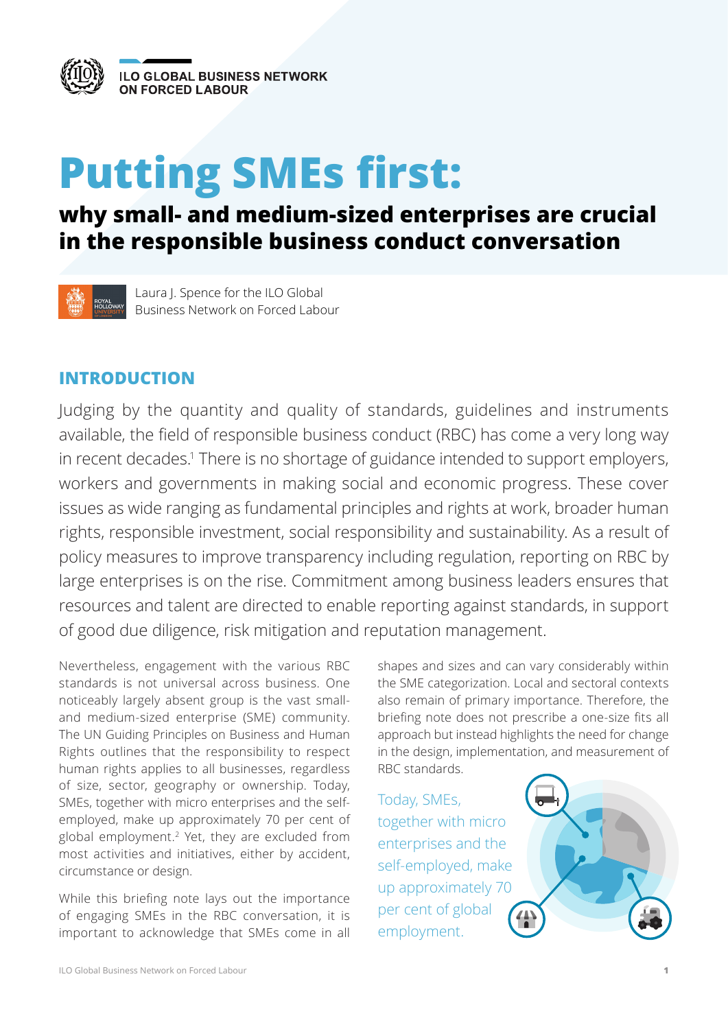ILO GLOBAL BUSINESS NETWORK ON FORCED LABOUR

# Putting SMEs first:

## why small- and medium-sized enterprises are crucial in the responsible business conduct conversation

Laura J. Spence for the ILO Global Business Network on Forced Labour

## INTRODUCTION

Judging by the quantity and quality of standards, guidelines and instruments available, the field of responsible business conduct (RBC) has come a very long way in recent decades.[1] There is no shortage of guidance intended to support employers, workers and governments in making social and economic progress. These cover issues as wide ranging as fundamental principles and rights at work, broader human rights, responsible investment, social responsibility and sustainability. As a result of policy measures to improve transparency including regulation, reporting on RBC by large enterprises is on the rise. Commitment among business leaders ensures that resources and talent are directed to enable reporting against standards, in support of good due diligence, risk mitigation and reputation management.

Nevertheless, engagement with the various RBC standards is not universal across business. One noticeably largely absent group is the vast small- and medium-sized enterprise (SME) community. The UN Guiding Principles on Business and Human Rights outlines that the responsibility to respect human rights applies to all businesses, regardless of size, sector, geography or ownership. Today, SMEs, together with micro enterprises and the self-employed, make up approximately 70 per cent of global employment.[2] Yet, they are excluded from most activities and initiatives, either by accident, circumstance or design.

While this briefing note lays out the importance of engaging SMEs in the RBC conversation, it is important to acknowledge that SMEs come in all shapes and sizes and can vary considerably within the SME categorization. Local and sectoral contexts also remain of primary importance. Therefore, the briefing note does not prescribe a one-size fits all approach but instead highlights the need for change in the design, implementation, and measurement of RBC standards.

Today, SMEs, together with micro enterprises and the self-employed, make up approximately 70 per cent of global employment.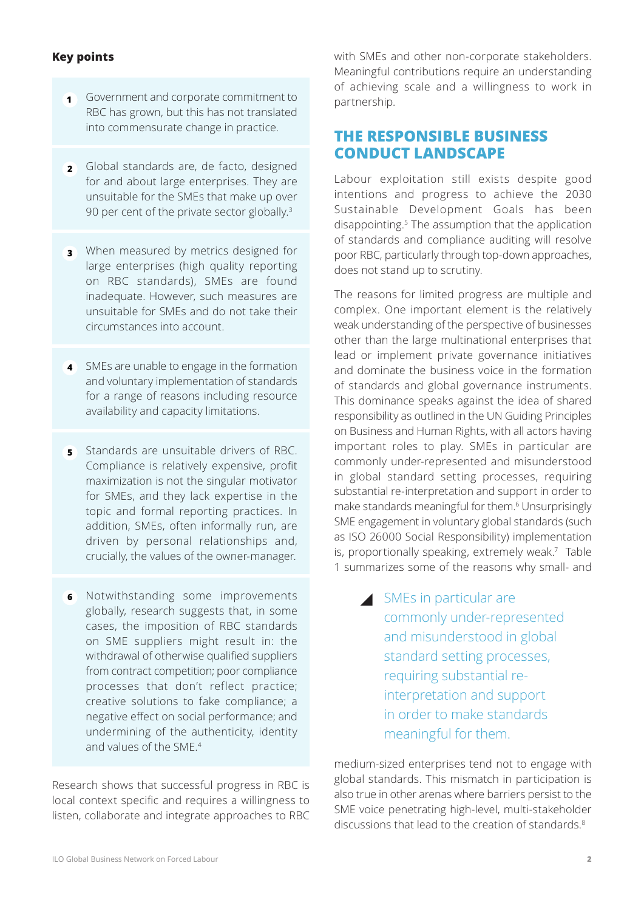**Key points**

1. Government and corporate commitment to RBC has grown, but this has not translated into commensurate change in practice.

2. Global standards are, de facto, designed for and about large enterprises. They are unsuitable for the SMEs that make up over 90 per cent of the private sector globally.[3]

3. When measured by metrics designed for large enterprises (high quality reporting on RBC standards), SMEs are found inadequate. However, such measures are unsuitable for SMEs and do not take their circumstances into account.

4. SMEs are unable to engage in the formation and voluntary implementation of standards for a range of reasons including resource availability and capacity limitations.

5. Standards are unsuitable drivers of RBC. Compliance is relatively expensive, profit maximization is not the singular motivator for SMEs, and they lack expertise in the topic and formal reporting practices. In addition, SMEs, often informally run, are driven by personal relationships and, crucially, the values of the owner-manager.

6. Notwithstanding some improvements globally, research suggests that, in some cases, the imposition of RBC standards on SME suppliers might result in: the withdrawal of otherwise qualified suppliers from contract competition; poor compliance processes that don't reflect practice; creative solutions to fake compliance; a negative effect on social performance; and undermining of the authenticity, identity and values of the SME.[4]

Research shows that successful progress in RBC is local context specific and requires a willingness to listen, collaborate and integrate approaches to RBC with SMEs and other non-corporate stakeholders. Meaningful contributions require an understanding of achieving scale and a willingness to work in partnership.

## THE RESPONSIBLE BUSINESS CONDUCT LANDSCAPE

Labour exploitation still exists despite good intentions and progress to achieve the 2030 Sustainable Development Goals has been disappointing.[5] The assumption that the application of standards and compliance auditing will resolve poor RBC, particularly through top-down approaches, does not stand up to scrutiny.

The reasons for limited progress are multiple and complex. One important element is the relatively weak understanding of the perspective of businesses other than the large multinational enterprises that lead or implement private governance initiatives and dominate the business voice in the formation of standards and global governance instruments. This dominance speaks against the idea of shared responsibility as outlined in the UN Guiding Principles on Business and Human Rights, with all actors having important roles to play. SMEs in particular are commonly under-represented and misunderstood in global standard setting processes, requiring substantial re-interpretation and support in order to make standards meaningful for them.[6] Unsurprisingly SME engagement in voluntary global standards (such as ISO 26000 Social Responsibility) implementation is, proportionally speaking, extremely weak.[7] Table 1 summarizes some of the reasons why small- and medium-sized enterprises tend not to engage with global standards. This mismatch in participation is also true in other arenas where barriers persist to the SME voice penetrating high-level, multi-stakeholder discussions that lead to the creation of standards.[8]

> SMEs in particular are commonly under-represented and misunderstood in global standard setting processes, requiring substantial re-interpretation and support in order to make standards meaningful for them.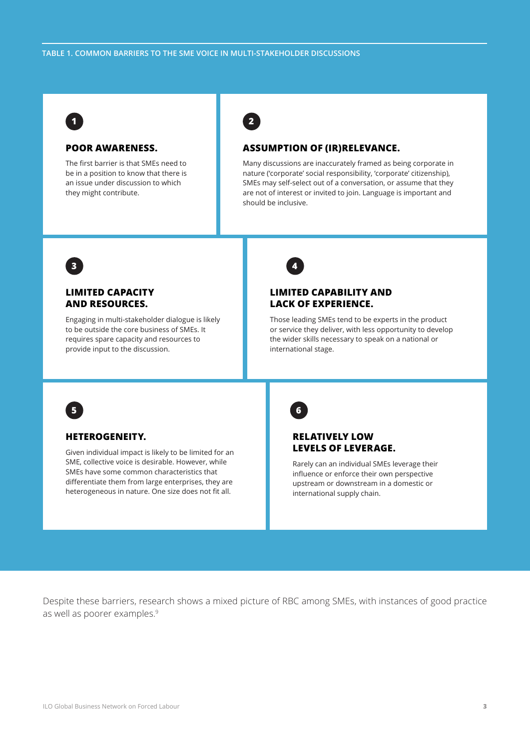**TABLE 1. COMMON BARRIERS TO THE SME VOICE IN MULTI-STAKEHOLDER DISCUSSIONS**

### 1 POOR AWARENESS.

The first barrier is that SMEs need to be in a position to know that there is an issue under discussion to which they might contribute.

### 2 ASSUMPTION OF (IR)RELEVANCE.

Many discussions are inaccurately framed as being corporate in nature ('corporate' social responsibility, 'corporate' citizenship), SMEs may self-select out of a conversation, or assume that they are not of interest or invited to join. Language is important and should be inclusive.

### 3 LIMITED CAPACITY AND RESOURCES.

Engaging in multi-stakeholder dialogue is likely to be outside the core business of SMEs. It requires spare capacity and resources to provide input to the discussion.

### 4 LIMITED CAPABILITY AND LACK OF EXPERIENCE.

Those leading SMEs tend to be experts in the product or service they deliver, with less opportunity to develop the wider skills necessary to speak on a national or international stage.

### 5 HETEROGENEITY.

Given individual impact is likely to be limited for an SME, collective voice is desirable. However, while SMEs have some common characteristics that differentiate them from large enterprises, they are heterogeneous in nature. One size does not fit all.

### 6 RELATIVELY LOW LEVELS OF LEVERAGE.

Rarely can an individual SMEs leverage their influence or enforce their own perspective upstream or downstream in a domestic or international supply chain.

Despite these barriers, research shows a mixed picture of RBC among SMEs, with instances of good practice as well as poorer examples.[9]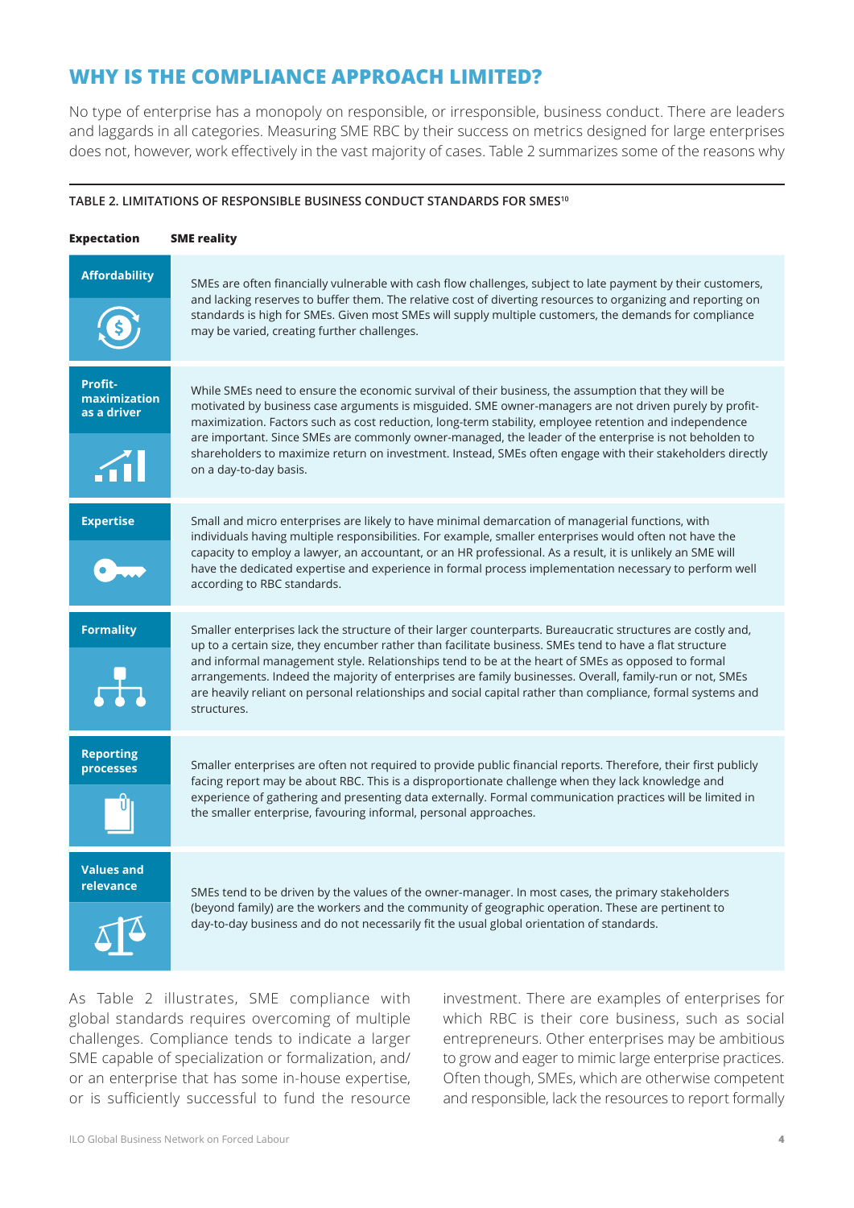## WHY IS THE COMPLIANCE APPROACH LIMITED?

No type of enterprise has a monopoly on responsible, or irresponsible, business conduct. There are leaders and laggards in all categories. Measuring SME RBC by their success on metrics designed for large enterprises does not, however, work effectively in the vast majority of cases. Table 2 summarizes some of the reasons why

**TABLE 2. LIMITATIONS OF RESPONSIBLE BUSINESS CONDUCT STANDARDS FOR SMES[10]**

| Expectation | SME reality |
|---|---|
| **Affordability** | SMEs are often financially vulnerable with cash flow challenges, subject to late payment by their customers, and lacking reserves to buffer them. The relative cost of diverting resources to organizing and reporting on standards is high for SMEs. Given most SMEs will supply multiple customers, the demands for compliance may be varied, creating further challenges. |
| **Profit-maximization as a driver** | While SMEs need to ensure the economic survival of their business, the assumption that they will be motivated by business case arguments is misguided. SME owner-managers are not driven purely by profit-maximization. Factors such as cost reduction, long-term stability, employee retention and independence are important. Since SMEs are commonly owner-managed, the leader of the enterprise is not beholden to shareholders to maximize return on investment. Instead, SMEs often engage with their stakeholders directly on a day-to-day basis. |
| **Expertise** | Small and micro enterprises are likely to have minimal demarcation of managerial functions, with individuals having multiple responsibilities. For example, smaller enterprises would often not have the capacity to employ a lawyer, an accountant, or an HR professional. As a result, it is unlikely an SME will have the dedicated expertise and experience in formal process implementation necessary to perform well according to RBC standards. |
| **Formality** | Smaller enterprises lack the structure of their larger counterparts. Bureaucratic structures are costly and, up to a certain size, they encumber rather than facilitate business. SMEs tend to have a flat structure and informal management style. Relationships tend to be at the heart of SMEs as opposed to formal arrangements. Indeed the majority of enterprises are family businesses. Overall, family-run or not, SMEs are heavily reliant on personal relationships and social capital rather than compliance, formal systems and structures. |
| **Reporting processes** | Smaller enterprises are often not required to provide public financial reports. Therefore, their first publicly facing report may be about RBC. This is a disproportionate challenge when they lack knowledge and experience of gathering and presenting data externally. Formal communication practices will be limited in the smaller enterprise, favouring informal, personal approaches. |
| **Values and relevance** | SMEs tend to be driven by the values of the owner-manager. In most cases, the primary stakeholders (beyond family) are the workers and the community of geographic operation. These are pertinent to day-to-day business and do not necessarily fit the usual global orientation of standards. |

As Table 2 illustrates, SME compliance with global standards requires overcoming of multiple challenges. Compliance tends to indicate a larger SME capable of specialization or formalization, and/or an enterprise that has some in-house expertise, or is sufficiently successful to fund the resource investment. There are examples of enterprises for which RBC is their core business, such as social entrepreneurs. Other enterprises may be ambitious to grow and eager to mimic large enterprise practices. Often though, SMEs, which are otherwise competent and responsible, lack the resources to report formally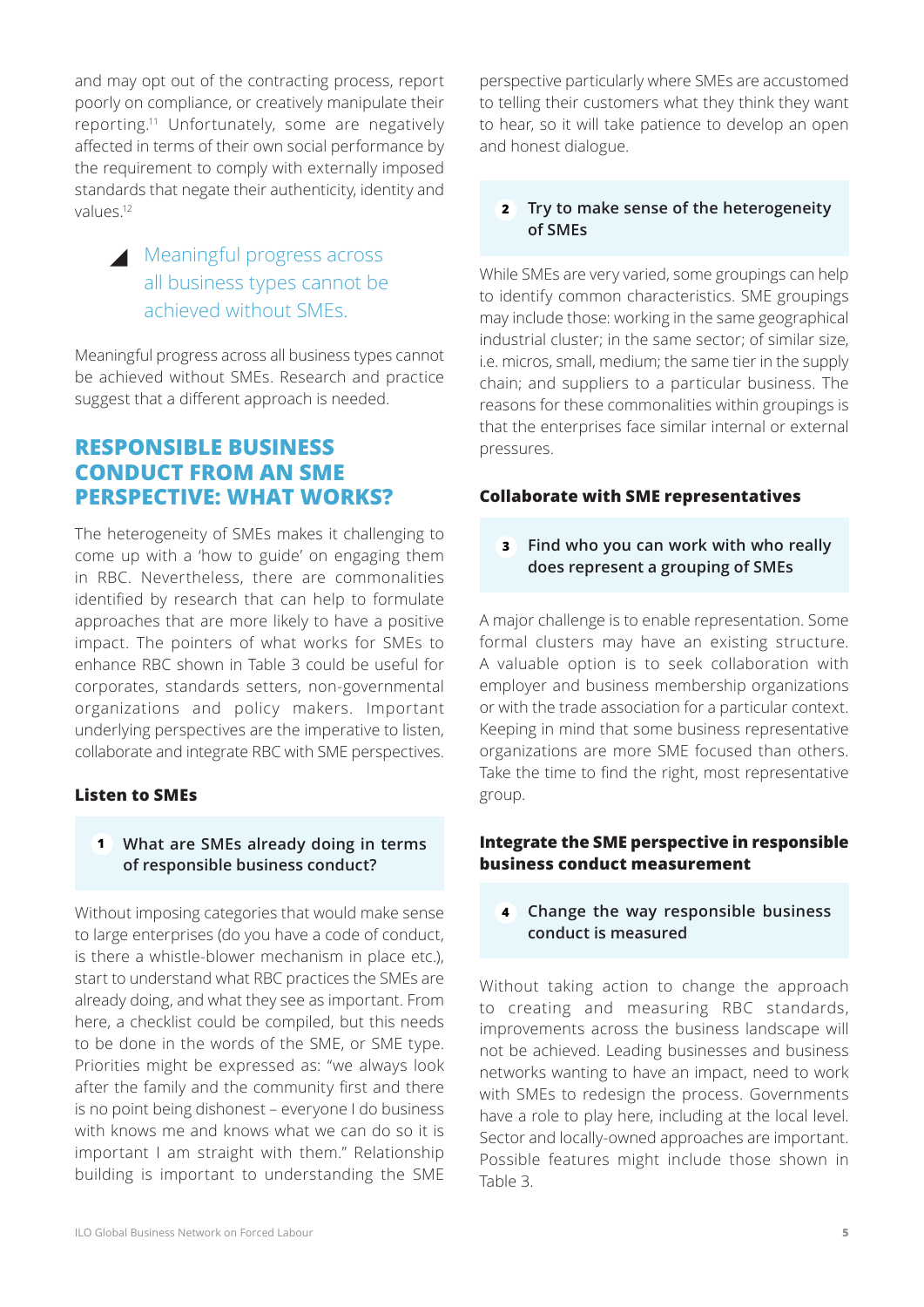and may opt out of the contracting process, report poorly on compliance, or creatively manipulate their reporting.[11] Unfortunately, some are negatively affected in terms of their own social performance by the requirement to comply with externally imposed standards that negate their authenticity, identity and values.[12]

> Meaningful progress across all business types cannot be achieved without SMEs.

Meaningful progress across all business types cannot be achieved without SMEs. Research and practice suggest that a different approach is needed.

## RESPONSIBLE BUSINESS CONDUCT FROM AN SME PERSPECTIVE: WHAT WORKS?

The heterogeneity of SMEs makes it challenging to come up with a 'how to guide' on engaging them in RBC. Nevertheless, there are commonalities identified by research that can help to formulate approaches that are more likely to have a positive impact. The pointers of what works for SMEs to enhance RBC shown in Table 3 could be useful for corporates, standards setters, non-governmental organizations and policy makers. Important underlying perspectives are the imperative to listen, collaborate and integrate RBC with SME perspectives.

### Listen to SMEs

**1 What are SMEs already doing in terms of responsible business conduct?**

Without imposing categories that would make sense to large enterprises (do you have a code of conduct, is there a whistle-blower mechanism in place etc.), start to understand what RBC practices the SMEs are already doing, and what they see as important. From here, a checklist could be compiled, but this needs to be done in the words of the SME, or SME type. Priorities might be expressed as: "we always look after the family and the community first and there is no point being dishonest – everyone I do business with knows me and knows what we can do so it is important I am straight with them." Relationship building is important to understanding the SME perspective particularly where SMEs are accustomed to telling their customers what they think they want to hear, so it will take patience to develop an open and honest dialogue.

**2 Try to make sense of the heterogeneity of SMEs**

While SMEs are very varied, some groupings can help to identify common characteristics. SME groupings may include those: working in the same geographical industrial cluster; in the same sector; of similar size, i.e. micros, small, medium; the same tier in the supply chain; and suppliers to a particular business. The reasons for these commonalities within groupings is that the enterprises face similar internal or external pressures.

### Collaborate with SME representatives

**3 Find who you can work with who really does represent a grouping of SMEs**

A major challenge is to enable representation. Some formal clusters may have an existing structure. A valuable option is to seek collaboration with employer and business membership organizations or with the trade association for a particular context. Keeping in mind that some business representative organizations are more SME focused than others. Take the time to find the right, most representative group.

### Integrate the SME perspective in responsible business conduct measurement

**4 Change the way responsible business conduct is measured**

Without taking action to change the approach to creating and measuring RBC standards, improvements across the business landscape will not be achieved. Leading businesses and business networks wanting to have an impact, need to work with SMEs to redesign the process. Governments have a role to play here, including at the local level. Sector and locally-owned approaches are important. Possible features might include those shown in Table 3.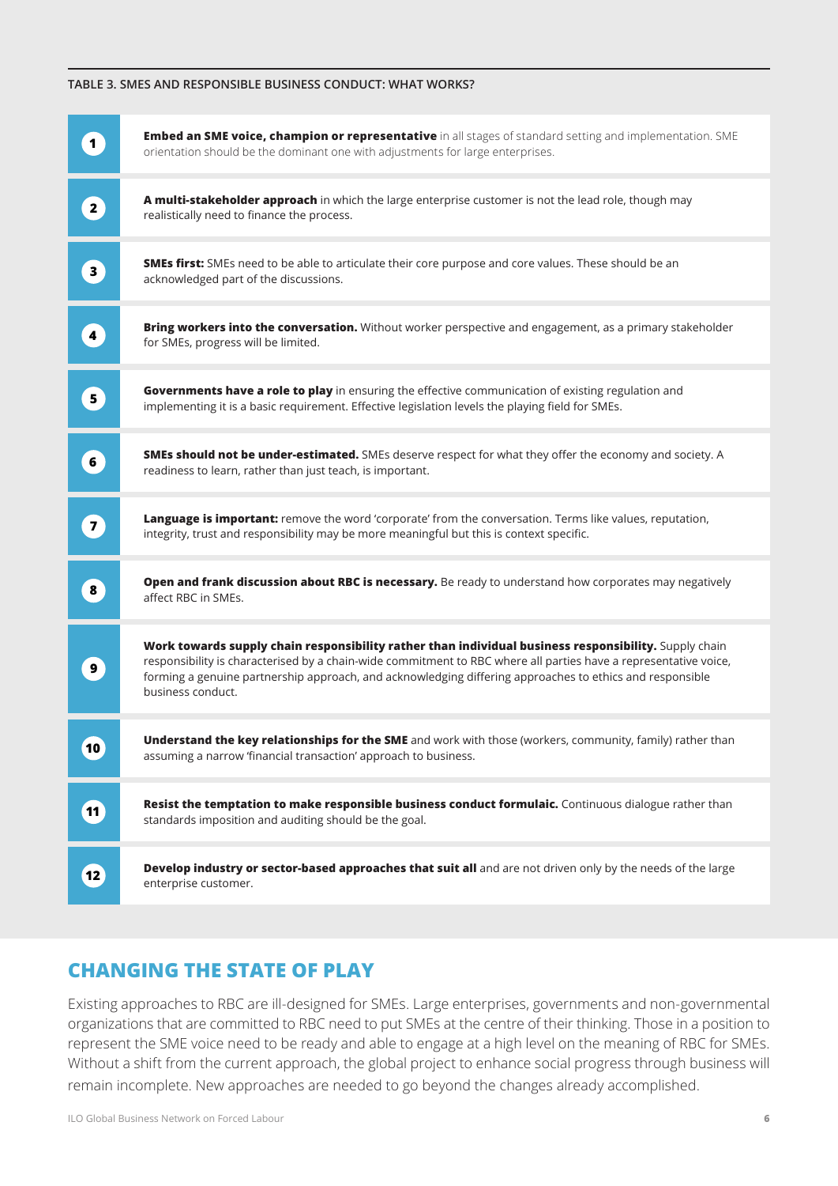**TABLE 3. SMES AND RESPONSIBLE BUSINESS CONDUCT: WHAT WORKS?**

| | |
|---|---|
| 1 | **Embed an SME voice, champion or representative** in all stages of standard setting and implementation. SME orientation should be the dominant one with adjustments for large enterprises. |
| 2 | **A multi-stakeholder approach** in which the large enterprise customer is not the lead role, though may realistically need to finance the process. |
| 3 | **SMEs first:** SMEs need to be able to articulate their core purpose and core values. These should be an acknowledged part of the discussions. |
| 4 | **Bring workers into the conversation.** Without worker perspective and engagement, as a primary stakeholder for SMEs, progress will be limited. |
| 5 | **Governments have a role to play** in ensuring the effective communication of existing regulation and implementing it is a basic requirement. Effective legislation levels the playing field for SMEs. |
| 6 | **SMEs should not be under-estimated.** SMEs deserve respect for what they offer the economy and society. A readiness to learn, rather than just teach, is important. |
| 7 | **Language is important:** remove the word 'corporate' from the conversation. Terms like values, reputation, integrity, trust and responsibility may be more meaningful but this is context specific. |
| 8 | **Open and frank discussion about RBC is necessary.** Be ready to understand how corporates may negatively affect RBC in SMEs. |
| 9 | **Work towards supply chain responsibility rather than individual business responsibility.** Supply chain responsibility is characterised by a chain-wide commitment to RBC where all parties have a representative voice, forming a genuine partnership approach, and acknowledging differing approaches to ethics and responsible business conduct. |
| 10 | **Understand the key relationships for the SME** and work with those (workers, community, family) rather than assuming a narrow 'financial transaction' approach to business. |
| 11 | **Resist the temptation to make responsible business conduct formulaic.** Continuous dialogue rather than standards imposition and auditing should be the goal. |
| 12 | **Develop industry or sector-based approaches that suit all** and are not driven only by the needs of the large enterprise customer. |

## CHANGING THE STATE OF PLAY

Existing approaches to RBC are ill-designed for SMEs. Large enterprises, governments and non-governmental organizations that are committed to RBC need to put SMEs at the centre of their thinking. Those in a position to represent the SME voice need to be ready and able to engage at a high level on the meaning of RBC for SMEs. Without a shift from the current approach, the global project to enhance social progress through business will remain incomplete. New approaches are needed to go beyond the changes already accomplished.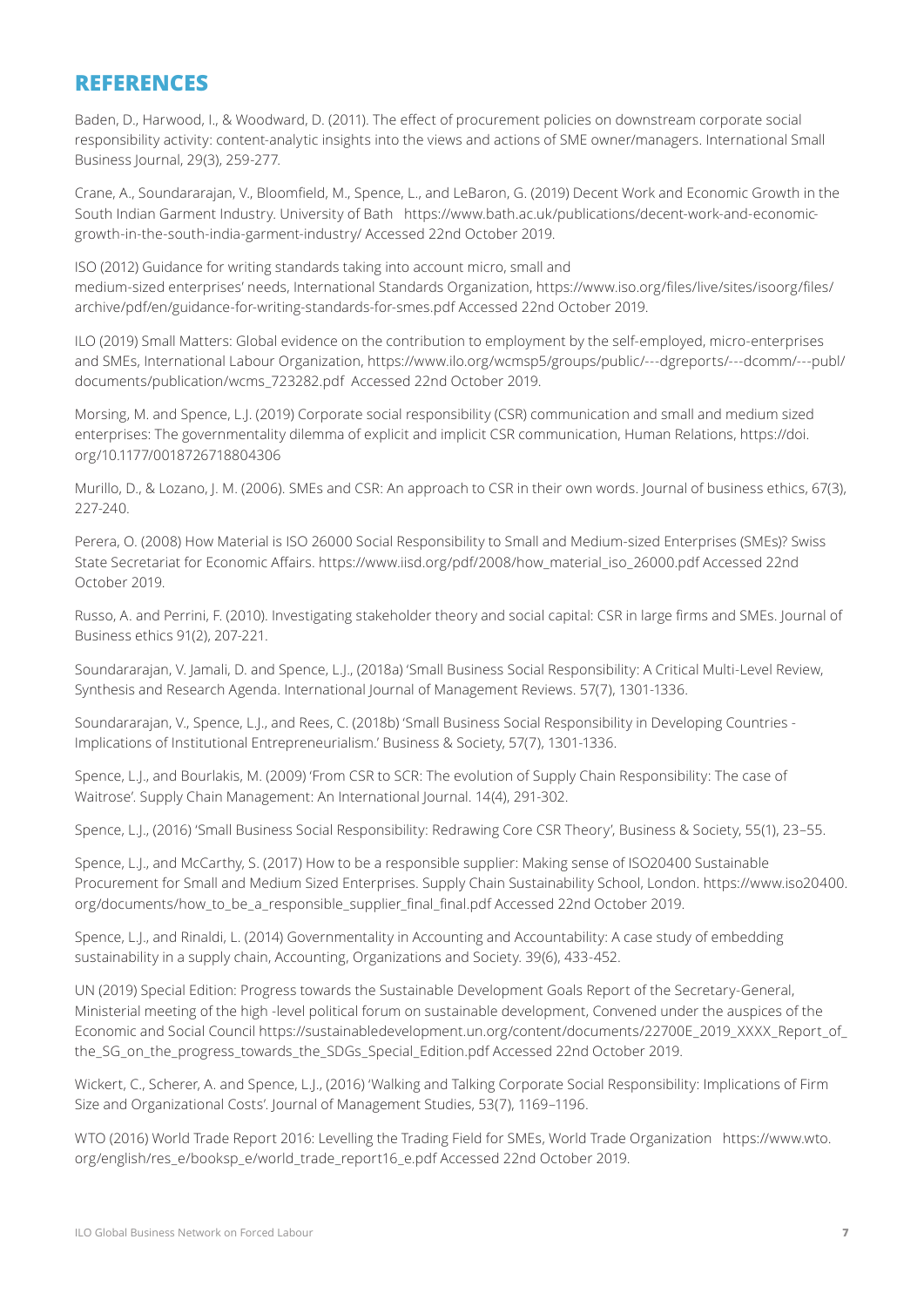## REFERENCES

Baden, D., Harwood, I., & Woodward, D. (2011). The effect of procurement policies on downstream corporate social responsibility activity: content-analytic insights into the views and actions of SME owner/managers. International Small Business Journal, 29(3), 259-277.

Crane, A., Soundararajan, V., Bloomfield, M., Spence, L., and LeBaron, G. (2019) Decent Work and Economic Growth in the South Indian Garment Industry. University of Bath https://www.bath.ac.uk/publications/decent-work-and-economic-growth-in-the-south-india-garment-industry/ Accessed 22nd October 2019.

ISO (2012) Guidance for writing standards taking into account micro, small and medium-sized enterprises' needs, International Standards Organization, https://www.iso.org/files/live/sites/isoorg/files/archive/pdf/en/guidance-for-writing-standards-for-smes.pdf Accessed 22nd October 2019.

ILO (2019) Small Matters: Global evidence on the contribution to employment by the self-employed, micro-enterprises and SMEs, International Labour Organization, https://www.ilo.org/wcmsp5/groups/public/---dgreports/---dcomm/---publ/documents/publication/wcms_723282.pdf Accessed 22nd October 2019.

Morsing, M. and Spence, L.J. (2019) Corporate social responsibility (CSR) communication and small and medium sized enterprises: The governmentality dilemma of explicit and implicit CSR communication, Human Relations, https://doi.org/10.1177/0018726718804306

Murillo, D., & Lozano, J. M. (2006). SMEs and CSR: An approach to CSR in their own words. Journal of business ethics, 67(3), 227-240.

Perera, O. (2008) How Material is ISO 26000 Social Responsibility to Small and Medium-sized Enterprises (SMEs)? Swiss State Secretariat for Economic Affairs. https://www.iisd.org/pdf/2008/how_material_iso_26000.pdf Accessed 22nd October 2019.

Russo, A. and Perrini, F. (2010). Investigating stakeholder theory and social capital: CSR in large firms and SMEs. Journal of Business ethics 91(2), 207-221.

Soundararajan, V. Jamali, D. and Spence, L.J., (2018a) 'Small Business Social Responsibility: A Critical Multi-Level Review, Synthesis and Research Agenda. International Journal of Management Reviews. 57(7), 1301-1336.

Soundararajan, V., Spence, L.J., and Rees, C. (2018b) 'Small Business Social Responsibility in Developing Countries - Implications of Institutional Entrepreneurialism.' Business & Society, 57(7), 1301-1336.

Spence, L.J., and Bourlakis, M. (2009) 'From CSR to SCR: The evolution of Supply Chain Responsibility: The case of Waitrose'. Supply Chain Management: An International Journal. 14(4), 291-302.

Spence, L.J., (2016) 'Small Business Social Responsibility: Redrawing Core CSR Theory', Business & Society, 55(1), 23–55.

Spence, L.J., and McCarthy, S. (2017) How to be a responsible supplier: Making sense of ISO20400 Sustainable Procurement for Small and Medium Sized Enterprises. Supply Chain Sustainability School, London. https://www.iso20400.org/documents/how_to_be_a_responsible_supplier_final_final.pdf Accessed 22nd October 2019.

Spence, L.J., and Rinaldi, L. (2014) Governmentality in Accounting and Accountability: A case study of embedding sustainability in a supply chain, Accounting, Organizations and Society. 39(6), 433-452.

UN (2019) Special Edition: Progress towards the Sustainable Development Goals Report of the Secretary-General, Ministerial meeting of the high -level political forum on sustainable development, Convened under the auspices of the Economic and Social Council https://sustainabledevelopment.un.org/content/documents/22700E_2019_XXXX_Report_of_the_SG_on_the_progress_towards_the_SDGs_Special_Edition.pdf Accessed 22nd October 2019.

Wickert, C., Scherer, A. and Spence, L.J., (2016) 'Walking and Talking Corporate Social Responsibility: Implications of Firm Size and Organizational Costs'. Journal of Management Studies, 53(7), 1169–1196.

WTO (2016) World Trade Report 2016: Levelling the Trading Field for SMEs, World Trade Organization https://www.wto.org/english/res_e/booksp_e/world_trade_report16_e.pdf Accessed 22nd October 2019.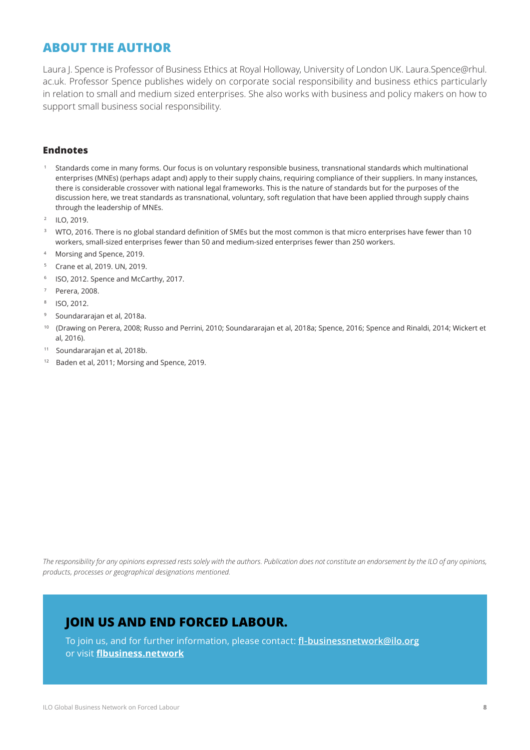## ABOUT THE AUTHOR

Laura J. Spence is Professor of Business Ethics at Royal Holloway, University of London UK. Laura.Spence@rhul.ac.uk. Professor Spence publishes widely on corporate social responsibility and business ethics particularly in relation to small and medium sized enterprises. She also works with business and policy makers on how to support small business social responsibility.

### Endnotes

1. Standards come in many forms. Our focus is on voluntary responsible business, transnational standards which multinational enterprises (MNEs) (perhaps adapt and) apply to their supply chains, requiring compliance of their suppliers. In many instances, there is considerable crossover with national legal frameworks. This is the nature of standards but for the purposes of the discussion here, we treat standards as transnational, voluntary, soft regulation that have been applied through supply chains through the leadership of MNEs.
2. ILO, 2019.
3. WTO, 2016. There is no global standard definition of SMEs but the most common is that micro enterprises have fewer than 10 workers, small-sized enterprises fewer than 50 and medium-sized enterprises fewer than 250 workers.
4. Morsing and Spence, 2019.
5. Crane et al, 2019. UN, 2019.
6. ISO, 2012. Spence and McCarthy, 2017.
7. Perera, 2008.
8. ISO, 2012.
9. Soundararajan et al, 2018a.
10. (Drawing on Perera, 2008; Russo and Perrini, 2010; Soundararajan et al, 2018a; Spence, 2016; Spence and Rinaldi, 2014; Wickert et al, 2016).
11. Soundararajan et al, 2018b.
12. Baden et al, 2011; Morsing and Spence, 2019.

*The responsibility for any opinions expressed rests solely with the authors. Publication does not constitute an endorsement by the ILO of any opinions, products, processes or geographical designations mentioned.*

## JOIN US AND END FORCED LABOUR.

To join us, and for further information, please contact: **fl-businessnetwork@ilo.org** or visit **flbusiness.network**